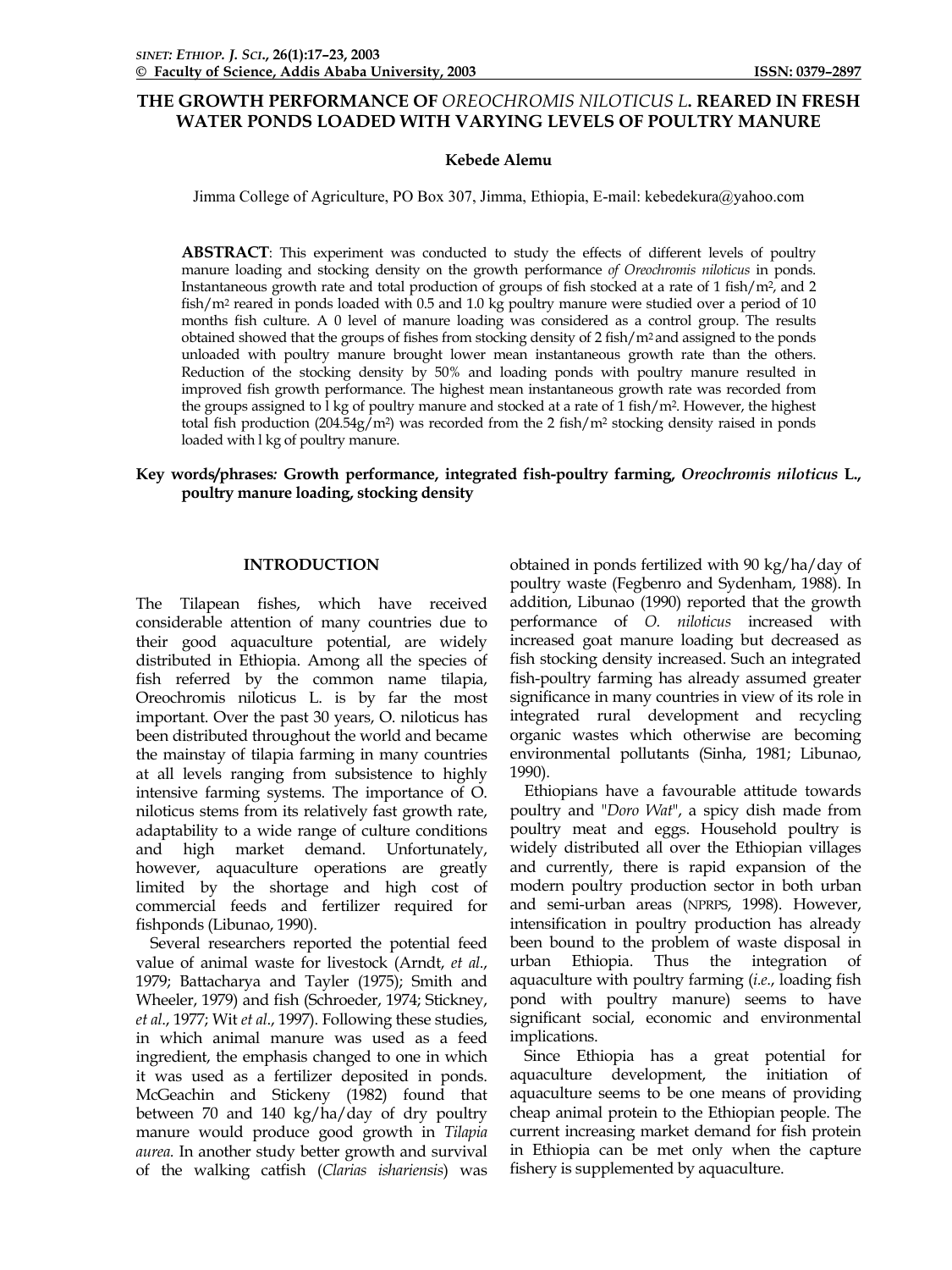# THE GROWTH PERFORMANCE OF *OREOCHROMIS NILOTICUS L*. REARED IN FRESH WATER PONDS LOADED WITH VARYING LEVELS OF POULTRY MANURE

**Kebede Alemu**

Jimma College of Agriculture, PO Box 307, Jimma, Ethiopia, E-mail: kebedekura@yahoo.com

**ABSTRACT**: This experiment was conducted to study the effects of different levels of poultry manure loading and stocking density on the growth performance *of Oreochromis niloticus* in ponds. Instantaneous growth rate and total production of groups of fish stocked at a rate of 1 fish/m$^2$, and 2 fish/m$^2$ reared in ponds loaded with 0.5 and 1.0 kg poultry manure were studied over a period of 10 months fish culture. A 0 level of manure loading was considered as a control group. The results obtained showed that the groups of fishes from stocking density of 2 fish/m$^2$ and assigned to the ponds unloaded with poultry manure brought lower mean instantaneous growth rate than the others. Reduction of the stocking density by 50% and loading ponds with poultry manure resulted in improved fish growth performance. The highest mean instantaneous growth rate was recorded from the groups assigned to l kg of poultry manure and stocked at a rate of 1 fish/m$^2$. However, the highest total fish production (204.54g/m$^2$) was recorded from the 2 fish/m$^2$ stocking density raised in ponds loaded with l kg of poultry manure.

**Key words/phrases: Growth performance, integrated fish-poultry farming, *Oreochromis niloticus* L., poultry manure loading, stocking density**

## INTRODUCTION

The Tilapean fishes, which have received considerable attention of many countries due to their good aquaculture potential, are widely distributed in Ethiopia. Among all the species of fish referred by the common name tilapia, Oreochromis niloticus L. is by far the most important. Over the past 30 years, O. niloticus has been distributed throughout the world and became the mainstay of tilapia farming in many countries at all levels ranging from subsistence to highly intensive farming systems. The importance of O. niloticus stems from its relatively fast growth rate, adaptability to a wide range of culture conditions and high market demand. Unfortunately, however, aquaculture operations are greatly limited by the shortage and high cost of commercial feeds and fertilizer required for fishponds (Libunao, 1990).

Several researchers reported the potential feed value of animal waste for livestock (Arndt, *et al*., 1979; Battacharya and Tayler (1975); Smith and Wheeler, 1979) and fish (Schroeder, 1974; Stickney, *et al*., 1977; Wit *et al*., 1997). Following these studies, in which animal manure was used as a feed ingredient, the emphasis changed to one in which it was used as a fertilizer deposited in ponds. McGeachin and Stickeny (1982) found that between 70 and 140 kg/ha/day of dry poultry manure would produce good growth in *Tilapia aurea.* In another study better growth and survival of the walking catfish (*Clarias ishariensis*) was obtained in ponds fertilized with 90 kg/ha/day of poultry waste (Fegbenro and Sydenham, 1988). In addition, Libunao (1990) reported that the growth performance of *O. niloticus* increased with increased goat manure loading but decreased as fish stocking density increased. Such an integrated fish-poultry farming has already assumed greater significance in many countries in view of its role in integrated rural development and recycling organic wastes which otherwise are becoming environmental pollutants (Sinha, 1981; Libunao, 1990).

Ethiopians have a favourable attitude towards poultry and "*Doro Wat*", a spicy dish made from poultry meat and eggs. Household poultry is widely distributed all over the Ethiopian villages and currently, there is rapid expansion of the modern poultry production sector in both urban and semi-urban areas (NPRPS, 1998). However, intensification in poultry production has already been bound to the problem of waste disposal in urban Ethiopia. Thus the integration of aquaculture with poultry farming (*i.e*., loading fish pond with poultry manure) seems to have significant social, economic and environmental implications.

Since Ethiopia has a great potential for aquaculture development, the initiation of aquaculture seems to be one means of providing cheap animal protein to the Ethiopian people. The current increasing market demand for fish protein in Ethiopia can be met only when the capture fishery is supplemented by aquaculture.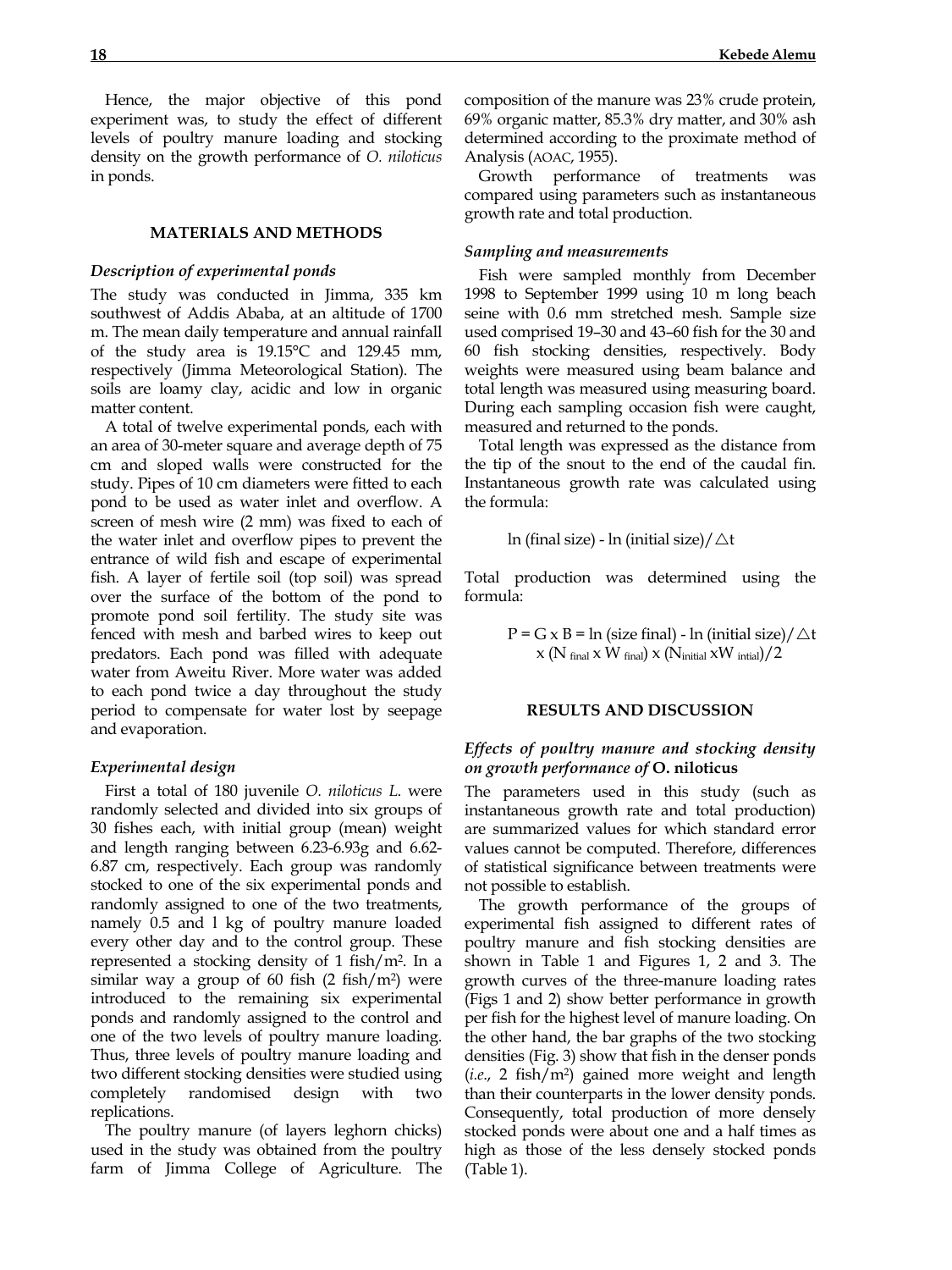Hence, the major objective of this pond experiment was, to study the effect of different levels of poultry manure loading and stocking density on the growth performance of *O. niloticus* in ponds.

## MATERIALS AND METHODS

### *Description of experimental ponds*

The study was conducted in Jimma, 335 km southwest of Addis Ababa, at an altitude of 1700 m. The mean daily temperature and annual rainfall of the study area is 19.15°C and 129.45 mm, respectively (Jimma Meteorological Station). The soils are loamy clay, acidic and low in organic matter content.

A total of twelve experimental ponds, each with an area of 30-meter square and average depth of 75 cm and sloped walls were constructed for the study. Pipes of 10 cm diameters were fitted to each pond to be used as water inlet and overflow. A screen of mesh wire (2 mm) was fixed to each of the water inlet and overflow pipes to prevent the entrance of wild fish and escape of experimental fish. A layer of fertile soil (top soil) was spread over the surface of the bottom of the pond to promote pond soil fertility. The study site was fenced with mesh and barbed wires to keep out predators. Each pond was filled with adequate water from Aweitu River. More water was added to each pond twice a day throughout the study period to compensate for water lost by seepage and evaporation.

### *Experimental design*

First a total of 180 juvenile *O. niloticus L.* were randomly selected and divided into six groups of 30 fishes each, with initial group (mean) weight and length ranging between 6.23-6.93g and 6.62-6.87 cm, respectively. Each group was randomly stocked to one of the six experimental ponds and randomly assigned to one of the two treatments, namely 0.5 and 1 kg of poultry manure loaded every other day and to the control group. These represented a stocking density of 1 fish/m$^2$. In a similar way a group of 60 fish (2 fish/m$^2$) were introduced to the remaining six experimental ponds and randomly assigned to the control and one of the two levels of poultry manure loading. Thus, three levels of poultry manure loading and two different stocking densities were studied using completely randomised design with two replications.

The poultry manure (of layers leghorn chicks) used in the study was obtained from the poultry farm of Jimma College of Agriculture. The composition of the manure was 23% crude protein, 69% organic matter, 85.3% dry matter, and 30% ash determined according to the proximate method of Analysis (AOAC, 1955).

Growth performance of treatments was compared using parameters such as instantaneous growth rate and total production.

### *Sampling and measurements*

Fish were sampled monthly from December 1998 to September 1999 using 10 m long beach seine with 0.6 mm stretched mesh. Sample size used comprised 19–30 and 43–60 fish for the 30 and 60 fish stocking densities, respectively. Body weights were measured using beam balance and total length was measured using measuring board. During each sampling occasion fish were caught, measured and returned to the ponds.

Total length was expressed as the distance from the tip of the snout to the end of the caudal fin. Instantaneous growth rate was calculated using the formula:

$$\ln(\text{final size}) - \ln(\text{initial size})/\triangle t$$

Total production was determined using the formula:

$$P = G \times B = \ln(\text{size final}) - \ln(\text{initial size})/\triangle t \times (N_{final} \times W_{final}) \times (N_{initial} \times W_{intial})/2$$

## RESULTS AND DISCUSSION

### *Effects of poultry manure and stocking density on growth performance of* **O. niloticus**

The parameters used in this study (such as instantaneous growth rate and total production) are summarized values for which standard error values cannot be computed. Therefore, differences of statistical significance between treatments were not possible to establish.

The growth performance of the groups of experimental fish assigned to different rates of poultry manure and fish stocking densities are shown in Table 1 and Figures 1, 2 and 3. The growth curves of the three-manure loading rates (Figs 1 and 2) show better performance in growth per fish for the highest level of manure loading. On the other hand, the bar graphs of the two stocking densities (Fig. 3) show that fish in the denser ponds (*i.e.*, 2 fish/m$^2$) gained more weight and length than their counterparts in the lower density ponds. Consequently, total production of more densely stocked ponds were about one and a half times as high as those of the less densely stocked ponds (Table 1).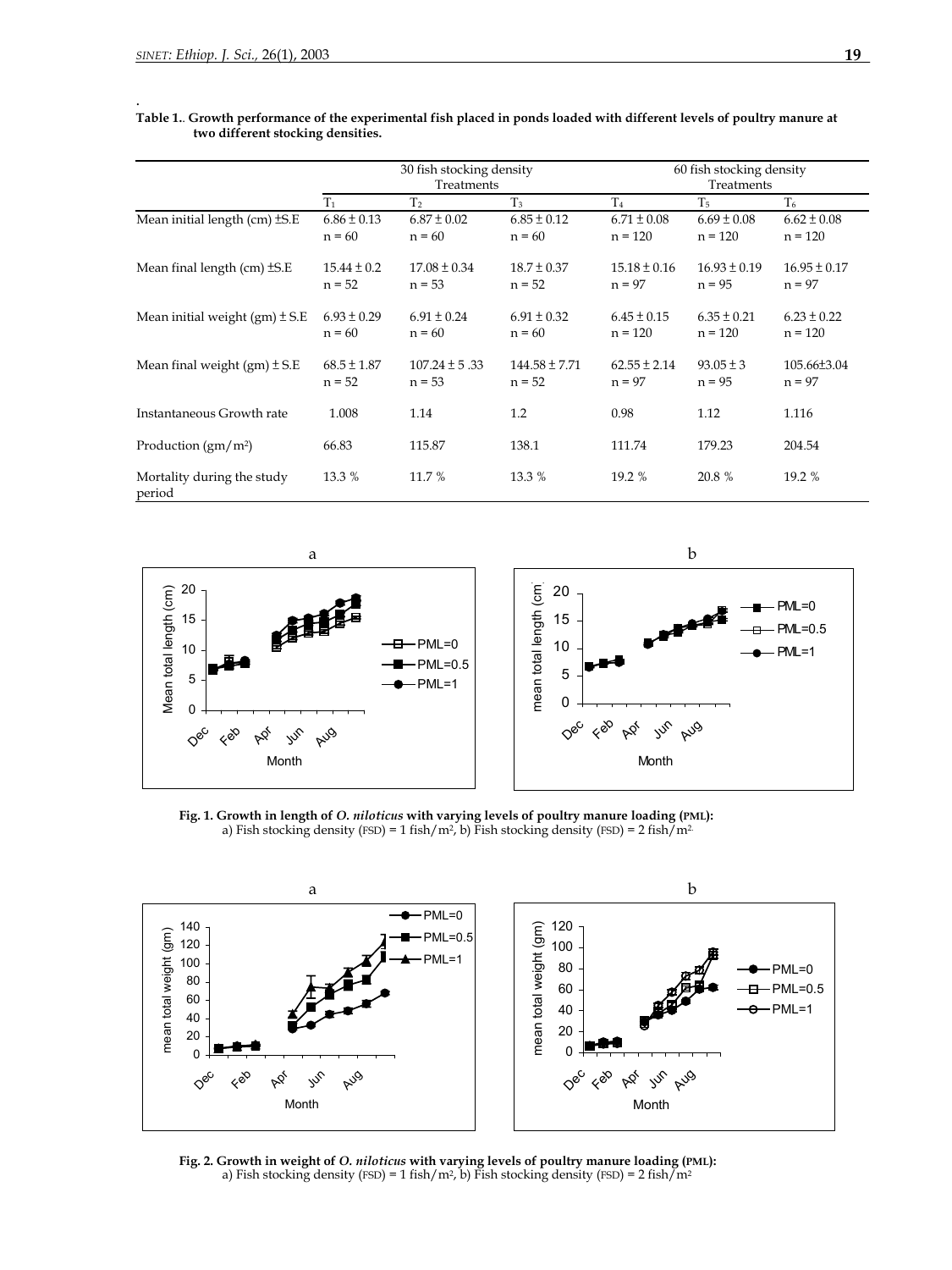**Table 1.. Growth performance of the experimental fish placed in ponds loaded with different levels of poultry manure at two different stocking densities.**

| | 30 fish stocking density Treatments | | | 60 fish stocking density Treatments | | |
|---|---|---|---|---|---|---|
| | $T_1$ | $T_2$ | $T_3$ | $T_4$ | $T_5$ | $T_6$ |
| Mean initial length (cm) ±S.E | 6.86 ± 0.13<br>n = 60 | 6.87 ± 0.02<br>n = 60 | 6.85 ± 0.12<br>n = 60 | 6.71 ± 0.08<br>n = 120 | 6.69 ± 0.08<br>n = 120 | 6.62 ± 0.08<br>n = 120 |
| Mean final length (cm) ±S.E | 15.44 ± 0.2<br>n = 52 | 17.08 ± 0.34<br>n = 53 | 18.7 ± 0.37<br>n = 52 | 15.18 ± 0.16<br>n = 97 | 16.93 ± 0.19<br>n = 95 | 16.95 ± 0.17<br>n = 97 |
| Mean initial weight (gm) ± S.E | 6.93 ± 0.29<br>n = 60 | 6.91 ± 0.24<br>n = 60 | 6.91 ± 0.32<br>n = 60 | 6.45 ± 0.15<br>n = 120 | 6.35 ± 0.21<br>n = 120 | 6.23 ± 0.22<br>n = 120 |
| Mean final weight (gm) ± S.E | 68.5 ± 1.87<br>n = 52 | 107.24 ± 5 .33<br>n = 53 | 144.58 ± 7.71<br>n = 52 | 62.55 ± 2.14<br>n = 97 | 93.05 ± 3<br>n = 95 | 105.66±3.04<br>n = 97 |
| Instantaneous Growth rate | 1.008 | 1.14 | 1.2 | 0.98 | 1.12 | 1.116 |
| Production (gm/m²) | 66.83 | 115.87 | 138.1 | 111.74 | 179.23 | 204.54 |
| Mortality during the study period | 13.3 % | 11.7 % | 13.3 % | 19.2 % | 20.8 % | 19.2 % |

**Fig. 1. Growth in length of *O. niloticus* with varying levels of poultry manure loading (PML):**
a) Fish stocking density (FSD) = 1 fish/m², b) Fish stocking density (FSD) = 2 fish/m².

**Fig. 2. Growth in weight of *O. niloticus* with varying levels of poultry manure loading (PML):**
a) Fish stocking density (FSD) = 1 fish/m², b) Fish stocking density (FSD) = 2 fish/m²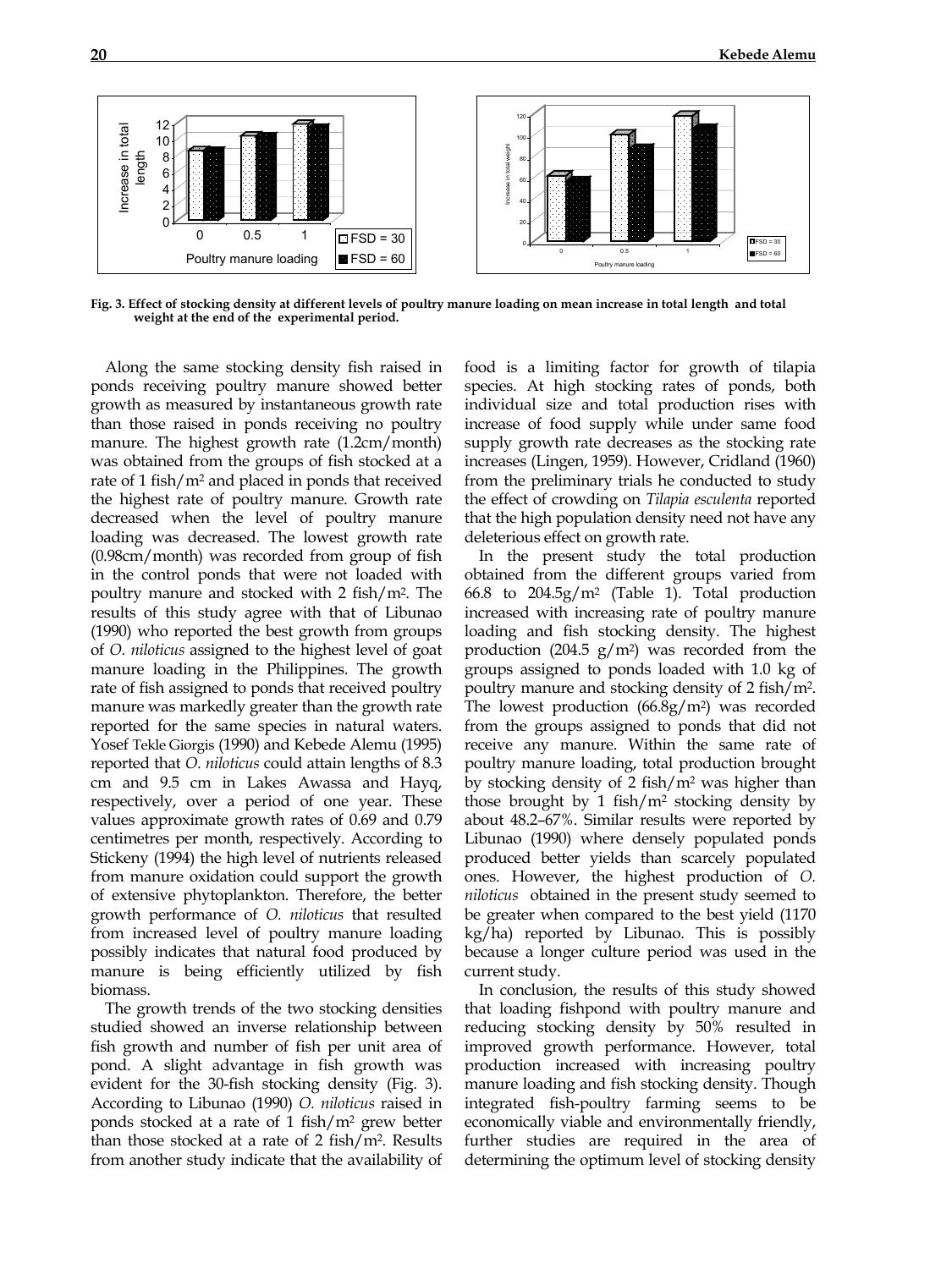Fig. 3. Effect of stocking density at different levels of poultry manure loading on mean increase in total length and total weight at the end of the experimental period.

Along the same stocking density fish raised in ponds receiving poultry manure showed better growth as measured by instantaneous growth rate than those raised in ponds receiving no poultry manure. The highest growth rate (1.2cm/month) was obtained from the groups of fish stocked at a rate of 1 fish/m$^2$ and placed in ponds that received the highest rate of poultry manure. Growth rate decreased when the level of poultry manure loading was decreased. The lowest growth rate (0.98cm/month) was recorded from group of fish in the control ponds that were not loaded with poultry manure and stocked with 2 fish/m$^2$. The results of this study agree with that of Libunao (1990) who reported the best growth from groups of *O. niloticus* assigned to the highest level of goat manure loading in the Philippines. The growth rate of fish assigned to ponds that received poultry manure was markedly greater than the growth rate reported for the same species in natural waters. Yosef Tekle Giorgis (1990) and Kebede Alemu (1995) reported that *O. niloticus* could attain lengths of 8.3 cm and 9.5 cm in Lakes Awassa and Hayq, respectively, over a period of one year. These values approximate growth rates of 0.69 and 0.79 centimetres per month, respectively. According to Stickeny (1994) the high level of nutrients released from manure oxidation could support the growth of extensive phytoplankton. Therefore, the better growth performance of *O. niloticus* that resulted from increased level of poultry manure loading possibly indicates that natural food produced by manure is being efficiently utilized by fish biomass.

The growth trends of the two stocking densities studied showed an inverse relationship between fish growth and number of fish per unit area of pond. A slight advantage in fish growth was evident for the 30-fish stocking density (Fig. 3). According to Libunao (1990) *O. niloticus* raised in ponds stocked at a rate of 1 fish/m$^2$ grew better than those stocked at a rate of 2 fish/m$^2$. Results from another study indicate that the availability of food is a limiting factor for growth of tilapia species. At high stocking rates of ponds, both individual size and total production rises with increase of food supply while under same food supply growth rate decreases as the stocking rate increases (Lingen, 1959). However, Cridland (1960) from the preliminary trials he conducted to study the effect of crowding on *Tilapia esculenta* reported that the high population density need not have any deleterious effect on growth rate.

In the present study the total production obtained from the different groups varied from 66.8 to 204.5g/m$^2$ (Table 1). Total production increased with increasing rate of poultry manure loading and fish stocking density. The highest production (204.5 g/m$^2$) was recorded from the groups assigned to ponds loaded with 1.0 kg of poultry manure and stocking density of 2 fish/m$^2$. The lowest production (66.8g/m$^2$) was recorded from the groups assigned to ponds that did not receive any manure. Within the same rate of poultry manure loading, total production brought by stocking density of 2 fish/m$^2$ was higher than those brought by 1 fish/m$^2$ stocking density by about 48.2–67%. Similar results were reported by Libunao (1990) where densely populated ponds produced better yields than scarcely populated ones. However, the highest production of *O. niloticus* obtained in the present study seemed to be greater when compared to the best yield (1170 kg/ha) reported by Libunao. This is possibly because a longer culture period was used in the current study.

In conclusion, the results of this study showed that loading fishpond with poultry manure and reducing stocking density by 50% resulted in improved growth performance. However, total production increased with increasing poultry manure loading and fish stocking density. Though integrated fish-poultry farming seems to be economically viable and environmentally friendly, further studies are required in the area of determining the optimum level of stocking density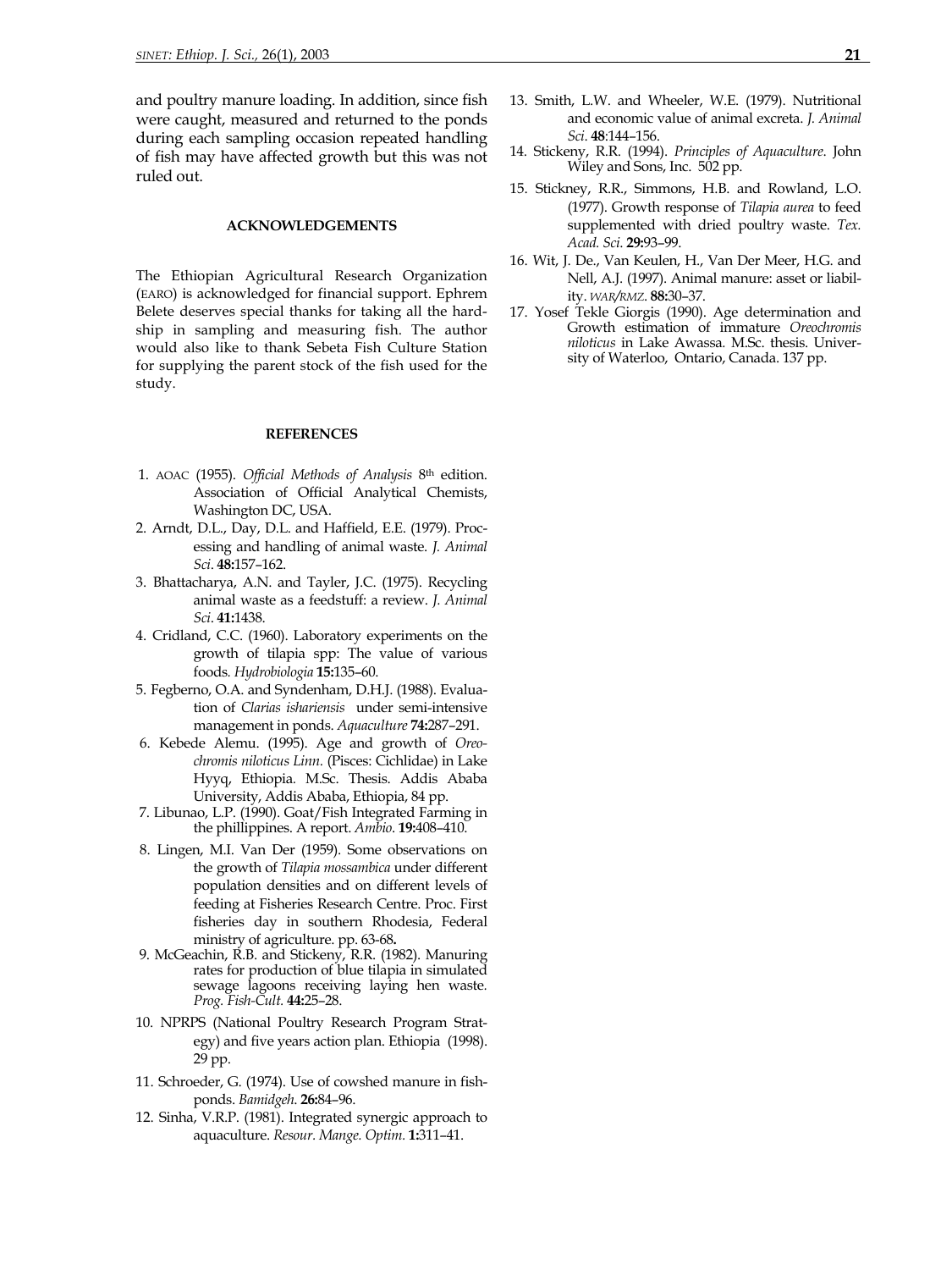and poultry manure loading. In addition, since fish were caught, measured and returned to the ponds during each sampling occasion repeated handling of fish may have affected growth but this was not ruled out.

## ACKNOWLEDGEMENTS

The Ethiopian Agricultural Research Organization (EARO) is acknowledged for financial support. Ephrem Belete deserves special thanks for taking all the hardship in sampling and measuring fish. The author would also like to thank Sebeta Fish Culture Station for supplying the parent stock of the fish used for the study.

## REFERENCES

1. AOAC (1955). *Official Methods of Analysis* 8th edition. Association of Official Analytical Chemists, Washington DC, USA.
2. Arndt, D.L., Day, D.L. and Haffield, E.E. (1979). Processing and handling of animal waste. *J. Animal Sci*. **48:**157–162.
3. Bhattacharya, A.N. and Tayler, J.C. (1975). Recycling animal waste as a feedstuff: a review. *J. Animal Sci*. **41:**1438.
4. Cridland, C.C. (1960). Laboratory experiments on the growth of tilapia spp: The value of various foods. *Hydrobiologia* **15:**135–60.
5. Fegberno, O.A. and Syndenham, D.H.J. (1988). Evaluation of *Clarias ishariensis* under semi-intensive management in ponds. *Aquaculture* **74:**287–291.
6. Kebede Alemu. (1995). Age and growth of *Oreochromis niloticus Linn.* (Pisces: Cichlidae) in Lake Hyyq, Ethiopia. M.Sc. Thesis. Addis Ababa University, Addis Ababa, Ethiopia, 84 pp.
7. Libunao, L.P. (1990). Goat/Fish Integrated Farming in the phillippines. A report. *Ambio*. **19:**408–410.
8. Lingen, M.I. Van Der (1959). Some observations on the growth of *Tilapia mossambica* under different population densities and on different levels of feeding at Fisheries Research Centre. Proc. First fisheries day in southern Rhodesia, Federal ministry of agriculture. pp. 63-68**.**
9. McGeachin, R.B. and Stickeny, R.R. (1982). Manuring rates for production of blue tilapia in simulated sewage lagoons receiving laying hen waste. *Prog. Fish-Cult.* **44:**25–28.
10. NPRPS (National Poultry Research Program Strategy) and five years action plan. Ethiopia (1998). 29 pp.
11. Schroeder, G. (1974). Use of cowshed manure in fishponds. *Bamidgeh*. **26:**84–96.
12. Sinha, V.R.P. (1981). Integrated synergic approach to aquaculture. *Resour. Mange. Optim.* **1:**311–41.
13. Smith, L.W. and Wheeler, W.E. (1979). Nutritional and economic value of animal excreta. *J. Animal Sci*. **48**:144–156.
14. Stickeny, R.R. (1994). *Principles of Aquaculture*. John Wiley and Sons, Inc. 502 pp.
15. Stickney, R.R., Simmons, H.B. and Rowland, L.O. (1977). Growth response of *Tilapia aurea* to feed supplemented with dried poultry waste. *Tex. Acad. Sci.* **29:**93–99.
16. Wit, J. De., Van Keulen, H., Van Der Meer, H.G. and Nell, A.J. (1997). Animal manure: asset or liability. *WAR/RMZ*. **88:**30–37.
17. Yosef Tekle Giorgis (1990). Age determination and Growth estimation of immature *Oreochromis niloticus* in Lake Awassa. M.Sc. thesis. University of Waterloo, Ontario, Canada. 137 pp.